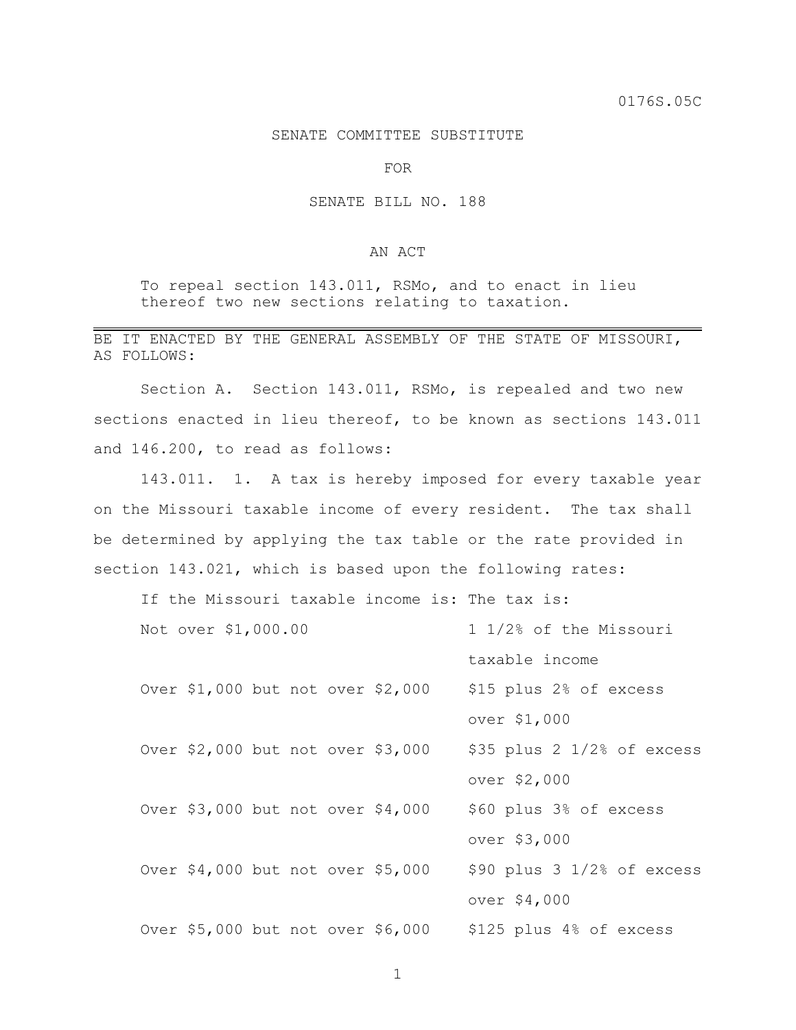0176S.05C

SENATE COMMITTEE SUBSTITUTE

FOR

SENATE BILL NO. 188

AN ACT

To repeal section 143.011, RSMo, and to enact in lieu thereof two new sections relating to taxation.

---

BE IT ENACTED BY THE GENERAL ASSEMBLY OF THE STATE OF MISSOURI, AS FOLLOWS:

Section A. Section 143.011, RSMo, is repealed and two new sections enacted in lieu thereof, to be known as sections 143.011 and 146.200, to read as follows:

143.011. 1. A tax is hereby imposed for every taxable year on the Missouri taxable income of every resident. The tax shall be determined by applying the tax table or the rate provided in section 143.021, which is based upon the following rates:

| If the Missouri taxable income is: | The tax is: |
|---|---|
| Not over $1,000.00 | 1 1/2% of the Missouri taxable income |
| Over $1,000 but not over $2,000 | $15 plus 2% of excess over $1,000 |
| Over $2,000 but not over $3,000 | $35 plus 2 1/2% of excess over $2,000 |
| Over $3,000 but not over $4,000 | $60 plus 3% of excess over $3,000 |
| Over $4,000 but not over $5,000 | $90 plus 3 1/2% of excess over $4,000 |
| Over $5,000 but not over $6,000 | $125 plus 4% of excess |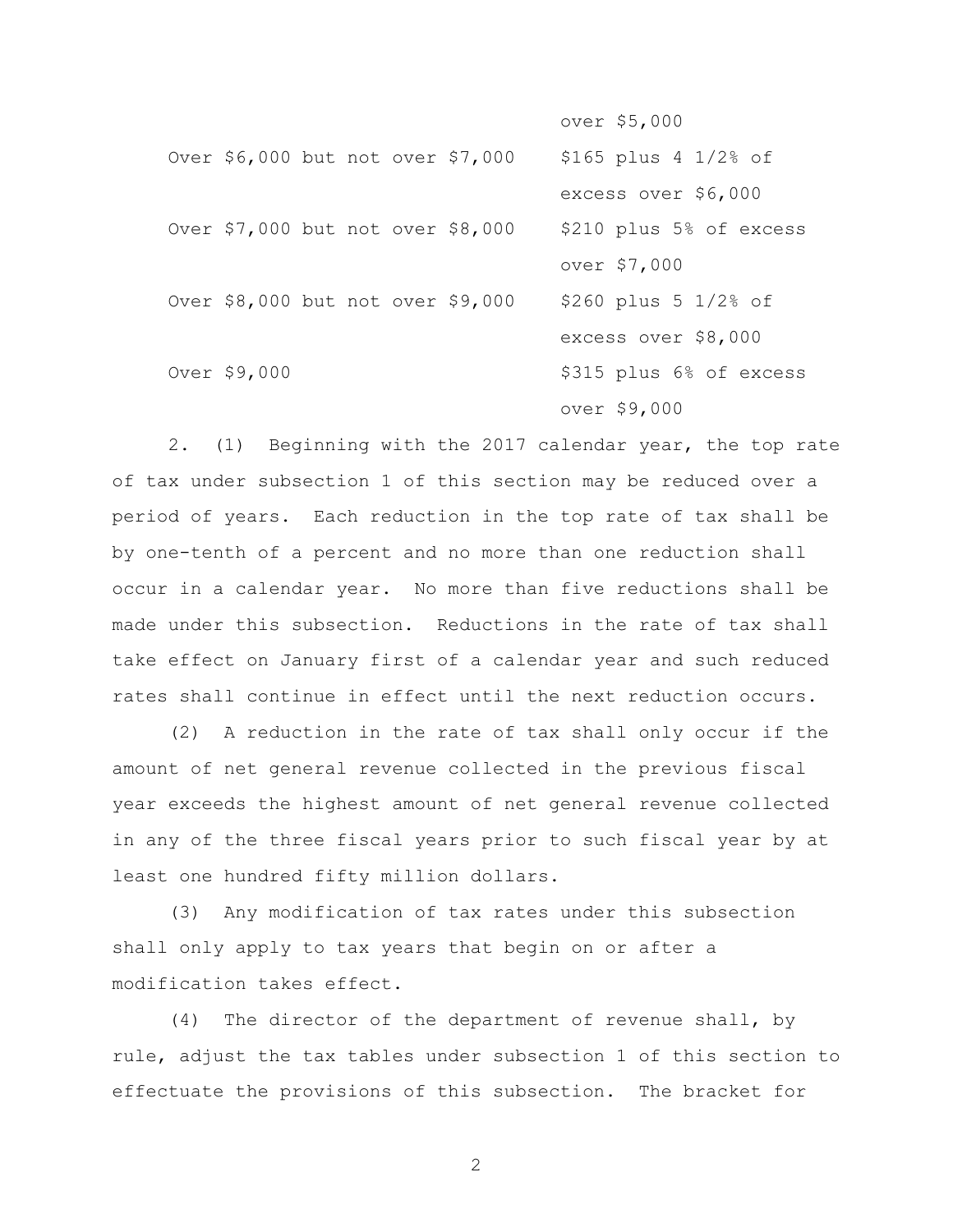| | |
|---|---|
| | over $5,000 |
| Over $6,000 but not over $7,000 | $165 plus 4 1/2% of excess over $6,000 |
| Over $7,000 but not over $8,000 | $210 plus 5% of excess over $7,000 |
| Over $8,000 but not over $9,000 | $260 plus 5 1/2% of excess over $8,000 |
| Over $9,000 | $315 plus 6% of excess over $9,000 |

2. (1) Beginning with the 2017 calendar year, the top rate of tax under subsection 1 of this section may be reduced over a period of years. Each reduction in the top rate of tax shall be by one-tenth of a percent and no more than one reduction shall occur in a calendar year. No more than five reductions shall be made under this subsection. Reductions in the rate of tax shall take effect on January first of a calendar year and such reduced rates shall continue in effect until the next reduction occurs.

(2) A reduction in the rate of tax shall only occur if the amount of net general revenue collected in the previous fiscal year exceeds the highest amount of net general revenue collected in any of the three fiscal years prior to such fiscal year by at least one hundred fifty million dollars.

(3) Any modification of tax rates under this subsection shall only apply to tax years that begin on or after a modification takes effect.

(4) The director of the department of revenue shall, by rule, adjust the tax tables under subsection 1 of this section to effectuate the provisions of this subsection. The bracket for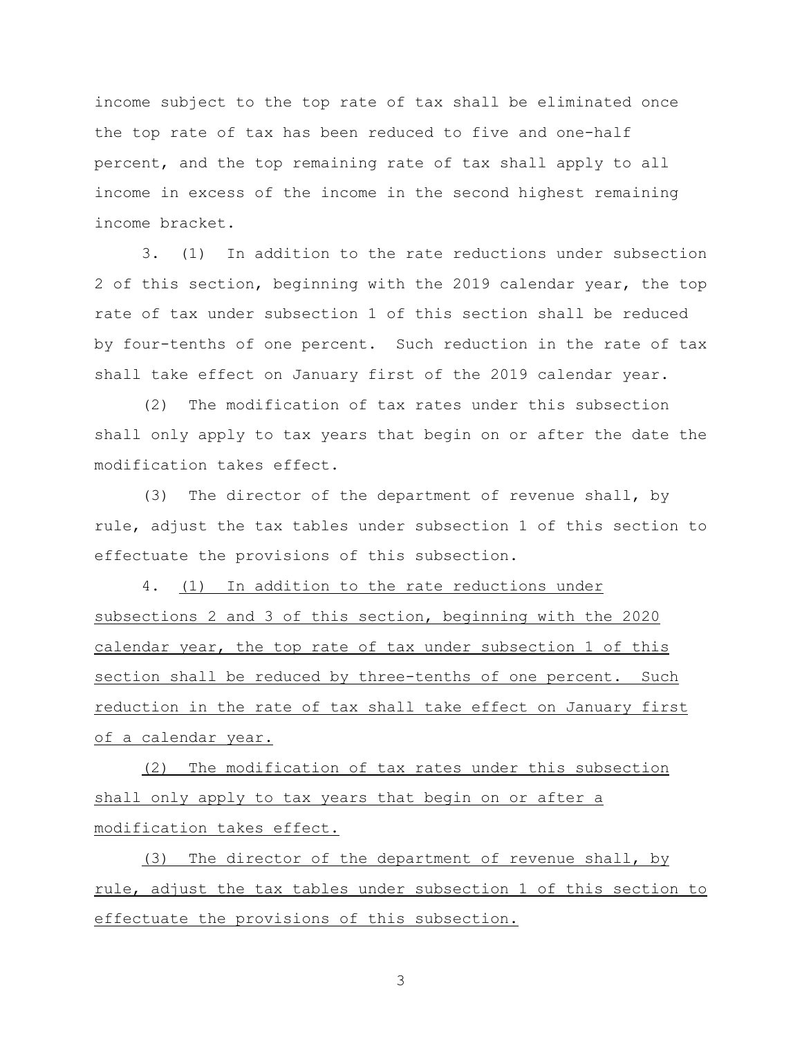income subject to the top rate of tax shall be eliminated once the top rate of tax has been reduced to five and one-half percent, and the top remaining rate of tax shall apply to all income in excess of the income in the second highest remaining income bracket.

3. (1) In addition to the rate reductions under subsection 2 of this section, beginning with the 2019 calendar year, the top rate of tax under subsection 1 of this section shall be reduced by four-tenths of one percent. Such reduction in the rate of tax shall take effect on January first of the 2019 calendar year.

(2) The modification of tax rates under this subsection shall only apply to tax years that begin on or after the date the modification takes effect.

(3) The director of the department of revenue shall, by rule, adjust the tax tables under subsection 1 of this section to effectuate the provisions of this subsection.

4. <u>(1) In addition to the rate reductions under subsections 2 and 3 of this section, beginning with the 2020 calendar year, the top rate of tax under subsection 1 of this section shall be reduced by three-tenths of one percent. Such reduction in the rate of tax shall take effect on January first of a calendar year.</u>

<u>(2) The modification of tax rates under this subsection shall only apply to tax years that begin on or after a modification takes effect.</u>

<u>(3) The director of the department of revenue shall, by rule, adjust the tax tables under subsection 1 of this section to effectuate the provisions of this subsection.</u>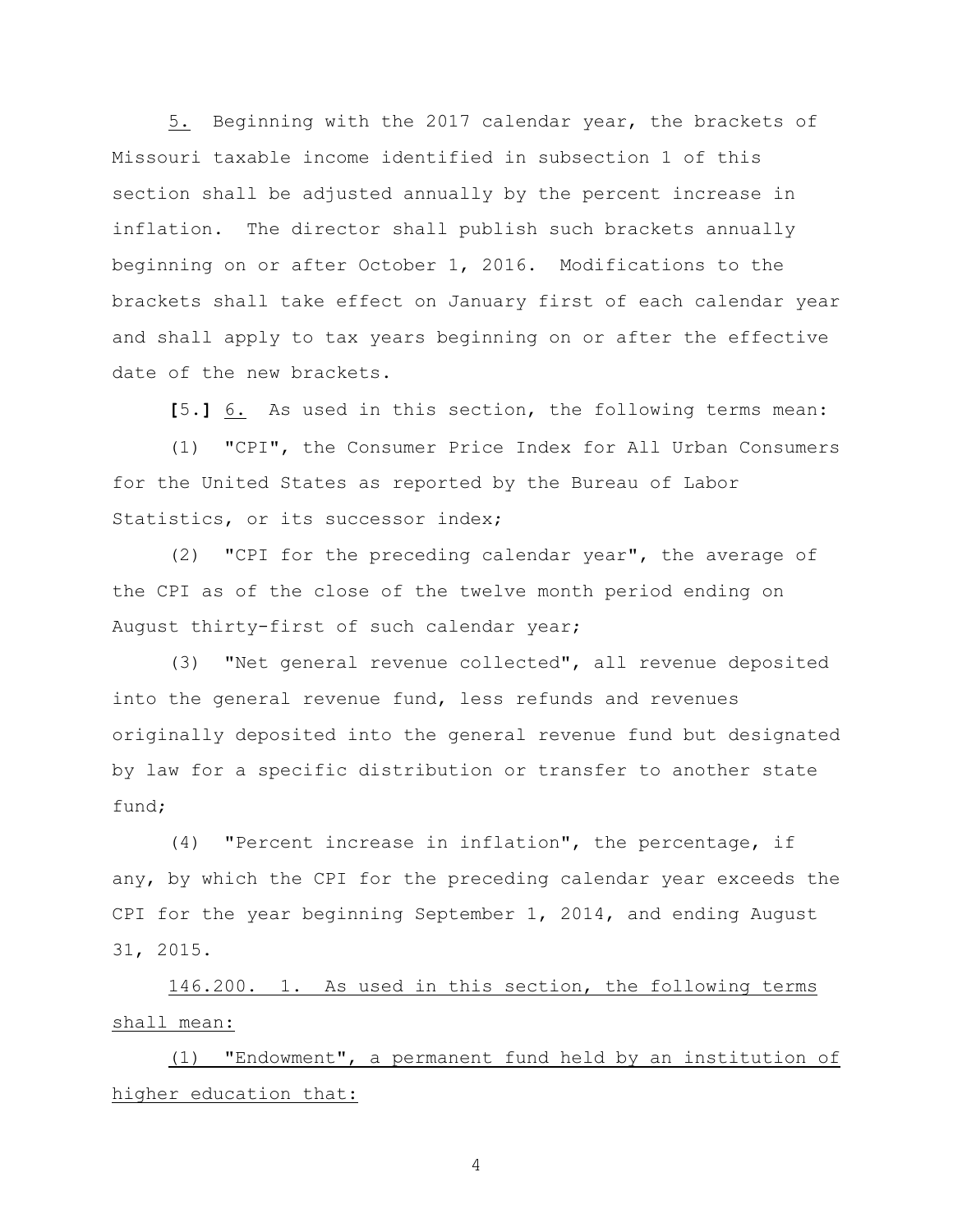5. Beginning with the 2017 calendar year, the brackets of Missouri taxable income identified in subsection 1 of this section shall be adjusted annually by the percent increase in inflation. The director shall publish such brackets annually beginning on or after October 1, 2016. Modifications to the brackets shall take effect on January first of each calendar year and shall apply to tax years beginning on or after the effective date of the new brackets.

**[**5.**]** 6. As used in this section, the following terms mean:

(1) "CPI", the Consumer Price Index for All Urban Consumers for the United States as reported by the Bureau of Labor Statistics, or its successor index;

(2) "CPI for the preceding calendar year", the average of the CPI as of the close of the twelve month period ending on August thirty-first of such calendar year;

(3) "Net general revenue collected", all revenue deposited into the general revenue fund, less refunds and revenues originally deposited into the general revenue fund but designated by law for a specific distribution or transfer to another state fund;

(4) "Percent increase in inflation", the percentage, if any, by which the CPI for the preceding calendar year exceeds the CPI for the year beginning September 1, 2014, and ending August 31, 2015.

146.200. 1. As used in this section, the following terms shall mean:

(1) "Endowment", a permanent fund held by an institution of higher education that: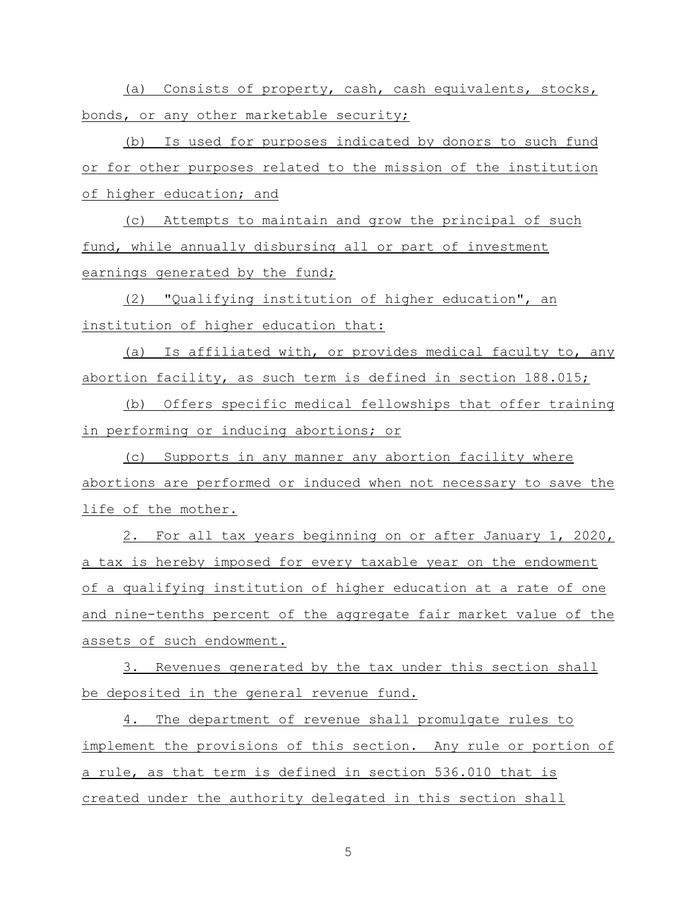(a) Consists of property, cash, cash equivalents, stocks, bonds, or any other marketable security;

(b) Is used for purposes indicated by donors to such fund or for other purposes related to the mission of the institution of higher education; and

(c) Attempts to maintain and grow the principal of such fund, while annually disbursing all or part of investment earnings generated by the fund;

(2) "Qualifying institution of higher education", an institution of higher education that:

(a) Is affiliated with, or provides medical faculty to, any abortion facility, as such term is defined in section 188.015;

(b) Offers specific medical fellowships that offer training in performing or inducing abortions; or

(c) Supports in any manner any abortion facility where abortions are performed or induced when not necessary to save the life of the mother.

2. For all tax years beginning on or after January 1, 2020, a tax is hereby imposed for every taxable year on the endowment of a qualifying institution of higher education at a rate of one and nine-tenths percent of the aggregate fair market value of the assets of such endowment.

3. Revenues generated by the tax under this section shall be deposited in the general revenue fund.

4. The department of revenue shall promulgate rules to implement the provisions of this section. Any rule or portion of a rule, as that term is defined in section 536.010 that is created under the authority delegated in this section shall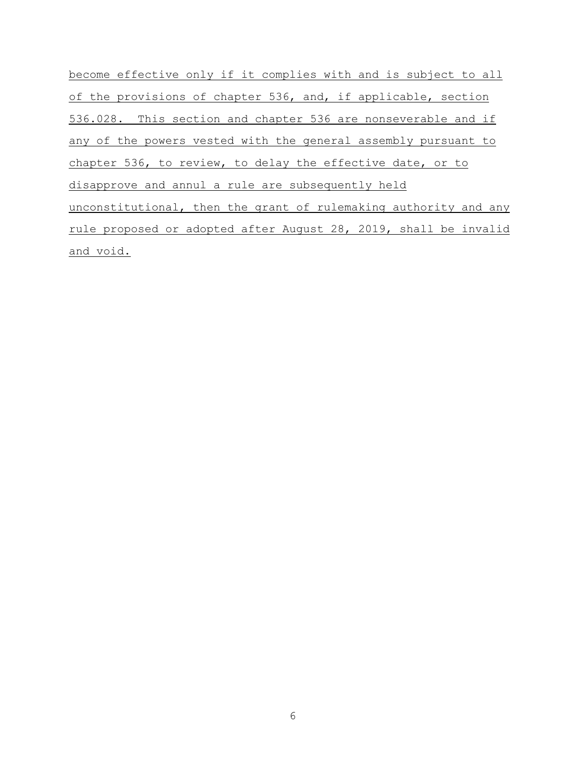become effective only if it complies with and is subject to all of the provisions of chapter 536, and, if applicable, section 536.028. This section and chapter 536 are nonseverable and if any of the powers vested with the general assembly pursuant to chapter 536, to review, to delay the effective date, or to disapprove and annul a rule are subsequently held unconstitutional, then the grant of rulemaking authority and any rule proposed or adopted after August 28, 2019, shall be invalid and void.